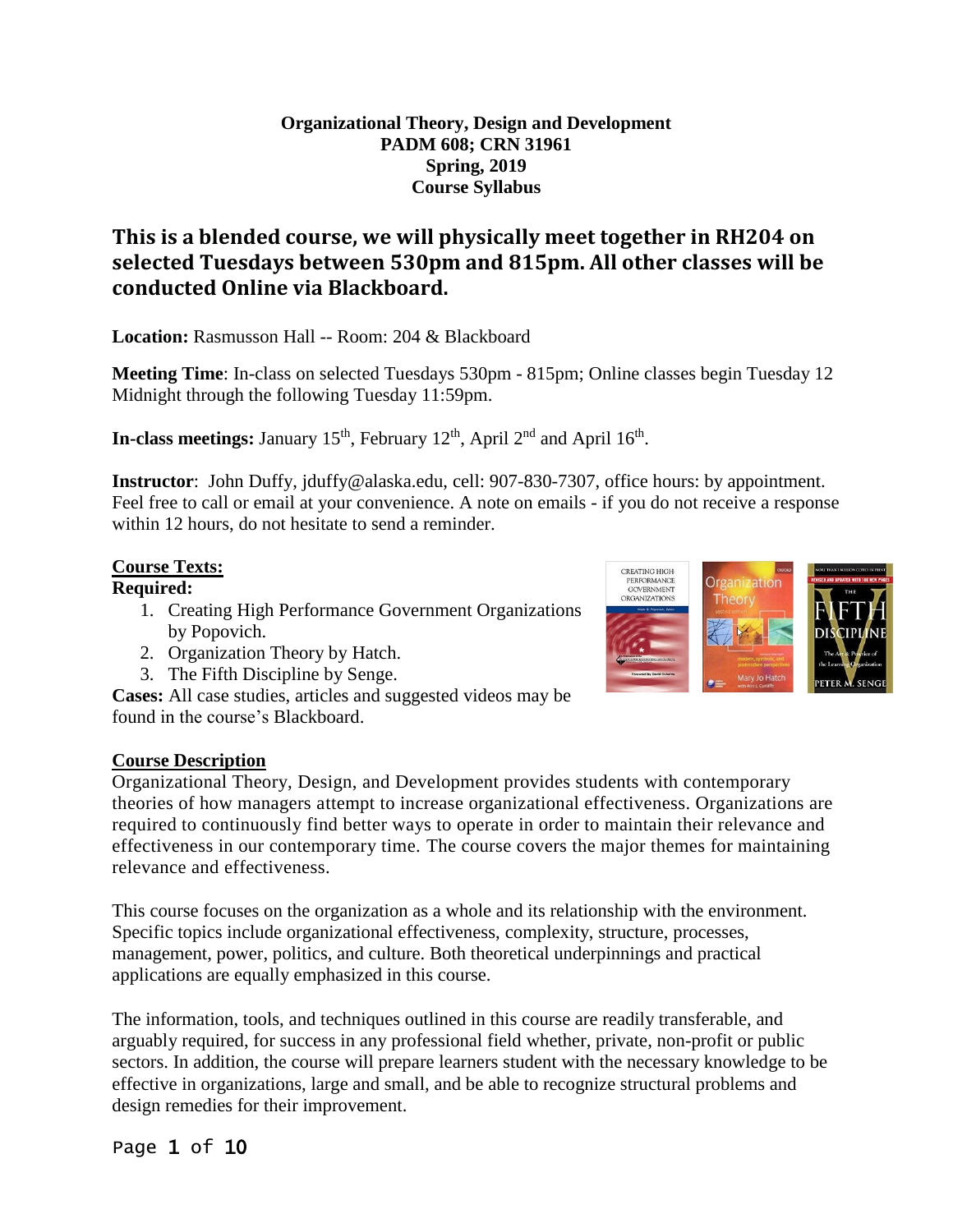**Organizational Theory, Design and Development**
**PADM 608; CRN 31961**
**Spring, 2019**
**Course Syllabus**

## This is a blended course, we will physically meet together in RH204 on selected Tuesdays between 530pm and 815pm. All other classes will be conducted Online via Blackboard.

**Location:** Rasmusson Hall -- Room: 204 & Blackboard

**Meeting Time**: In-class on selected Tuesdays 530pm - 815pm; Online classes begin Tuesday 12 Midnight through the following Tuesday 11:59pm.

**In-class meetings:** January 15th, February 12th, April 2nd and April 16th.

**Instructor**: John Duffy, jduffy@alaska.edu, cell: 907-830-7307, office hours: by appointment. Feel free to call or email at your convenience. A note on emails - if you do not receive a response within 12 hours, do not hesitate to send a reminder.

**Course Texts:**

**Required:**

1. Creating High Performance Government Organizations by Popovich.
2. Organization Theory by Hatch.
3. The Fifth Discipline by Senge.

**Cases:** All case studies, articles and suggested videos may be found in the course's Blackboard.

**Course Description**

Organizational Theory, Design, and Development provides students with contemporary theories of how managers attempt to increase organizational effectiveness. Organizations are required to continuously find better ways to operate in order to maintain their relevance and effectiveness in our contemporary time. The course covers the major themes for maintaining relevance and effectiveness.

This course focuses on the organization as a whole and its relationship with the environment. Specific topics include organizational effectiveness, complexity, structure, processes, management, power, politics, and culture. Both theoretical underpinnings and practical applications are equally emphasized in this course.

The information, tools, and techniques outlined in this course are readily transferable, and arguably required, for success in any professional field whether, private, non-profit or public sectors. In addition, the course will prepare learners student with the necessary knowledge to be effective in organizations, large and small, and be able to recognize structural problems and design remedies for their improvement.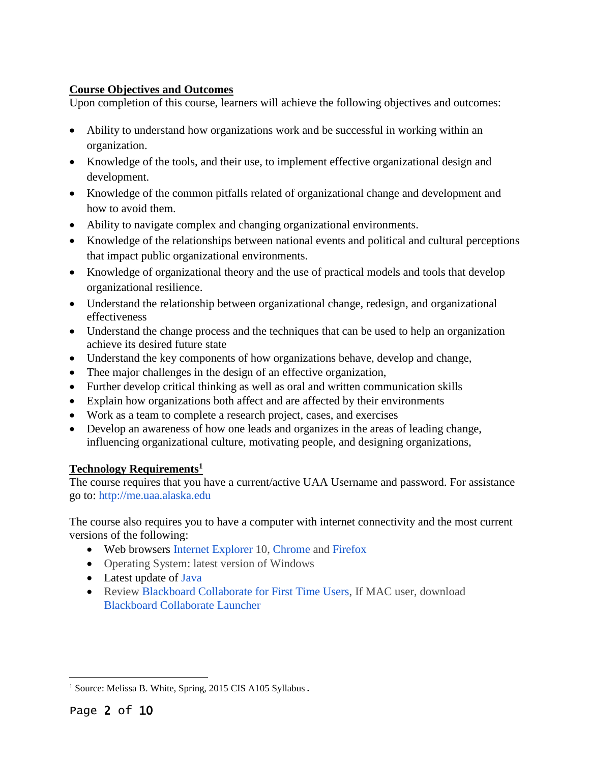**Course Objectives and Outcomes**

Upon completion of this course, learners will achieve the following objectives and outcomes:

- Ability to understand how organizations work and be successful in working within an organization.
- Knowledge of the tools, and their use, to implement effective organizational design and development.
- Knowledge of the common pitfalls related of organizational change and development and how to avoid them.
- Ability to navigate complex and changing organizational environments.
- Knowledge of the relationships between national events and political and cultural perceptions that impact public organizational environments.
- Knowledge of organizational theory and the use of practical models and tools that develop organizational resilience.
- Understand the relationship between organizational change, redesign, and organizational effectiveness
- Understand the change process and the techniques that can be used to help an organization achieve its desired future state
- Understand the key components of how organizations behave, develop and change,
- Thee major challenges in the design of an effective organization,
- Further develop critical thinking as well as oral and written communication skills
- Explain how organizations both affect and are affected by their environments
- Work as a team to complete a research project, cases, and exercises
- Develop an awareness of how one leads and organizes in the areas of leading change, influencing organizational culture, motivating people, and designing organizations,

**Technology Requirements[1]**

The course requires that you have a current/active UAA Username and password. For assistance go to: http://me.uaa.alaska.edu

The course also requires you to have a computer with internet connectivity and the most current versions of the following:

- Web browsers Internet Explorer 10, Chrome and Firefox
- Operating System: latest version of Windows
- Latest update of Java
- Review Blackboard Collaborate for First Time Users, If MAC user, download Blackboard Collaborate Launcher

[1] Source: Melissa B. White, Spring, 2015 CIS A105 Syllabus.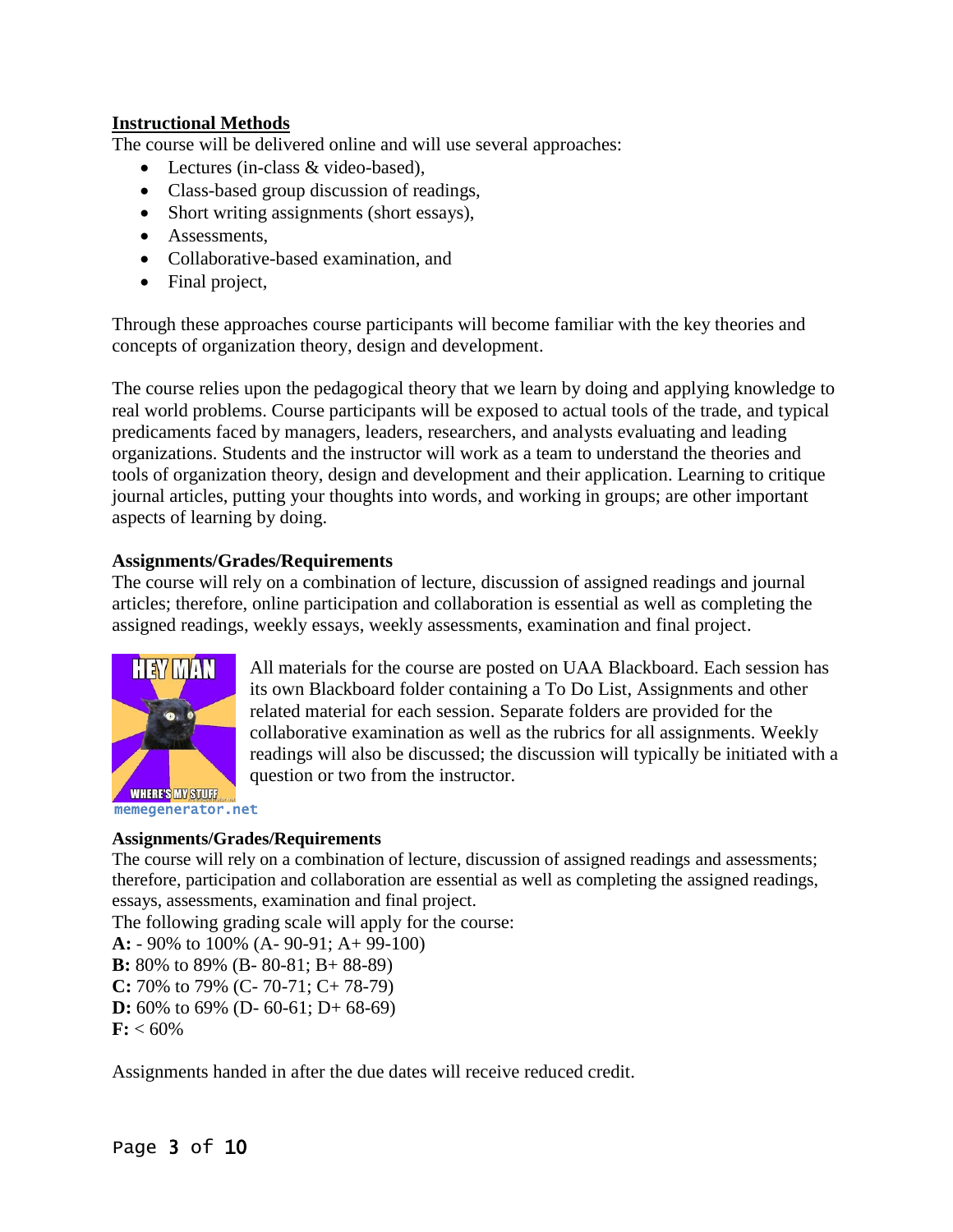## Instructional Methods

The course will be delivered online and will use several approaches:

- Lectures (in-class & video-based),
- Class-based group discussion of readings,
- Short writing assignments (short essays),
- Assessments,
- Collaborative-based examination, and
- Final project,

Through these approaches course participants will become familiar with the key theories and concepts of organization theory, design and development.

The course relies upon the pedagogical theory that we learn by doing and applying knowledge to real world problems. Course participants will be exposed to actual tools of the trade, and typical predicaments faced by managers, leaders, researchers, and analysts evaluating and leading organizations. Students and the instructor will work as a team to understand the theories and tools of organization theory, design and development and their application. Learning to critique journal articles, putting your thoughts into words, and working in groups; are other important aspects of learning by doing.

### Assignments/Grades/Requirements

The course will rely on a combination of lecture, discussion of assigned readings and journal articles; therefore, online participation and collaboration is essential as well as completing the assigned readings, weekly essays, weekly assessments, examination and final project.

memegenerator.net

All materials for the course are posted on UAA Blackboard. Each session has its own Blackboard folder containing a To Do List, Assignments and other related material for each session. Separate folders are provided for the collaborative examination as well as the rubrics for all assignments. Weekly readings will also be discussed; the discussion will typically be initiated with a question or two from the instructor.

### Assignments/Grades/Requirements

The course will rely on a combination of lecture, discussion of assigned readings and assessments; therefore, participation and collaboration are essential as well as completing the assigned readings, essays, assessments, examination and final project.

The following grading scale will apply for the course:

**A:** - 90% to 100% (A- 90-91; A+ 99-100)
**B:** 80% to 89% (B- 80-81; B+ 88-89)
**C:** 70% to 79% (C- 70-71; C+ 78-79)
**D:** 60% to 69% (D- 60-61; D+ 68-69)
**F:** < 60%

Assignments handed in after the due dates will receive reduced credit.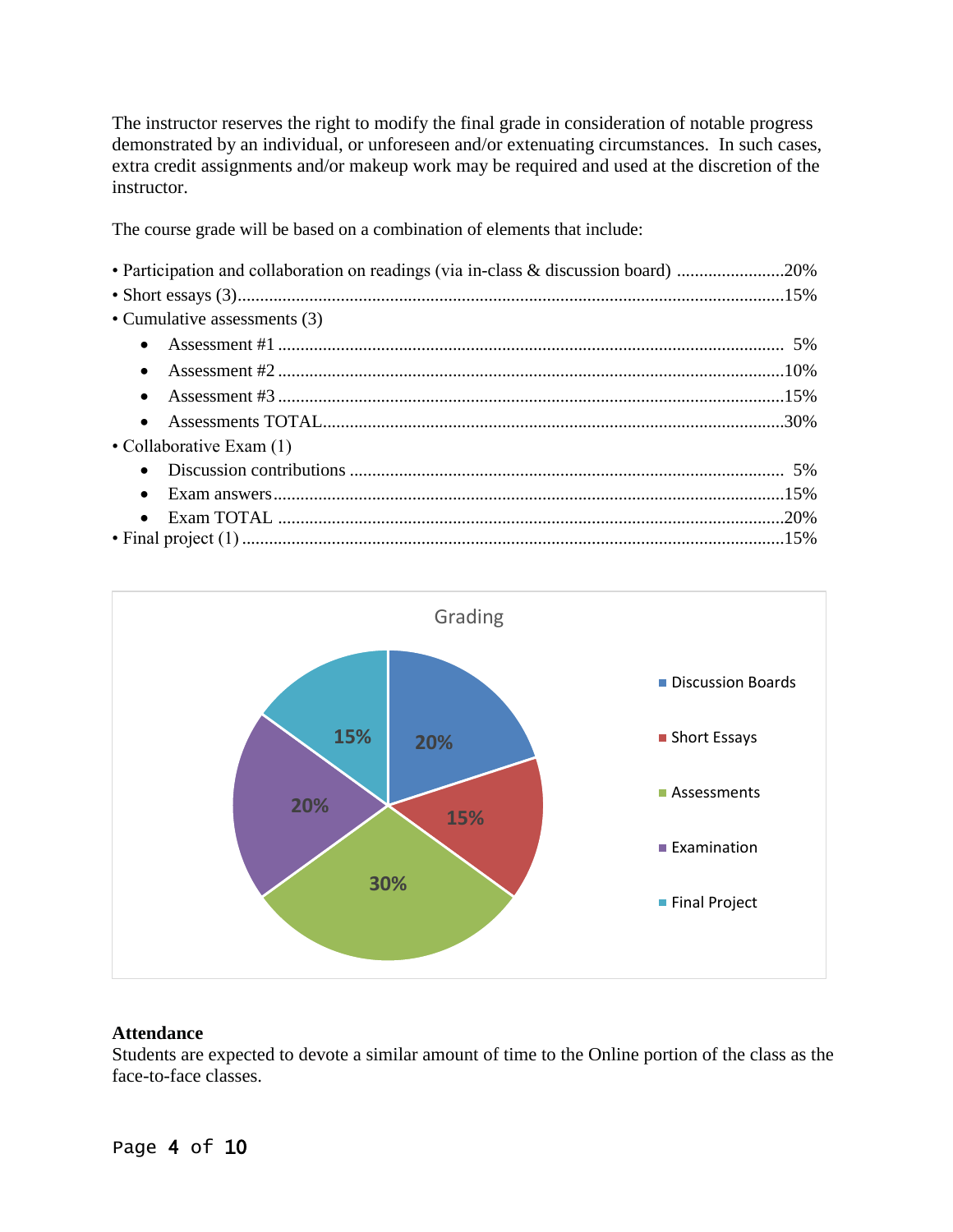The instructor reserves the right to modify the final grade in consideration of notable progress demonstrated by an individual, or unforeseen and/or extenuating circumstances. In such cases, extra credit assignments and/or makeup work may be required and used at the discretion of the instructor.

The course grade will be based on a combination of elements that include:

- Participation and collaboration on readings (via in-class & discussion board) ........................20%
- Short essays (3)..........................................................................................................15%
- Cumulative assessments (3)
  - Assessment #1 ............................................................................................... 5%
  - Assessment #2 ...............................................................................................10%
  - Assessment #3 ...............................................................................................15%
  - Assessments TOTAL.......................................................................................30%
- Collaborative Exam (1)
  - Discussion contributions .................................................................................. 5%
  - Exam answers...................................................................................................15%
  - Exam TOTAL ...................................................................................................20%
- Final project (1) ..........................................................................................................15%

Grading

| Category | Percentage |
|---|---|
| Discussion Boards | 20% |
| Short Essays | 15% |
| Assessments | 30% |
| Examination | 20% |
| Final Project | 15% |

**Attendance**

Students are expected to devote a similar amount of time to the Online portion of the class as the face-to-face classes.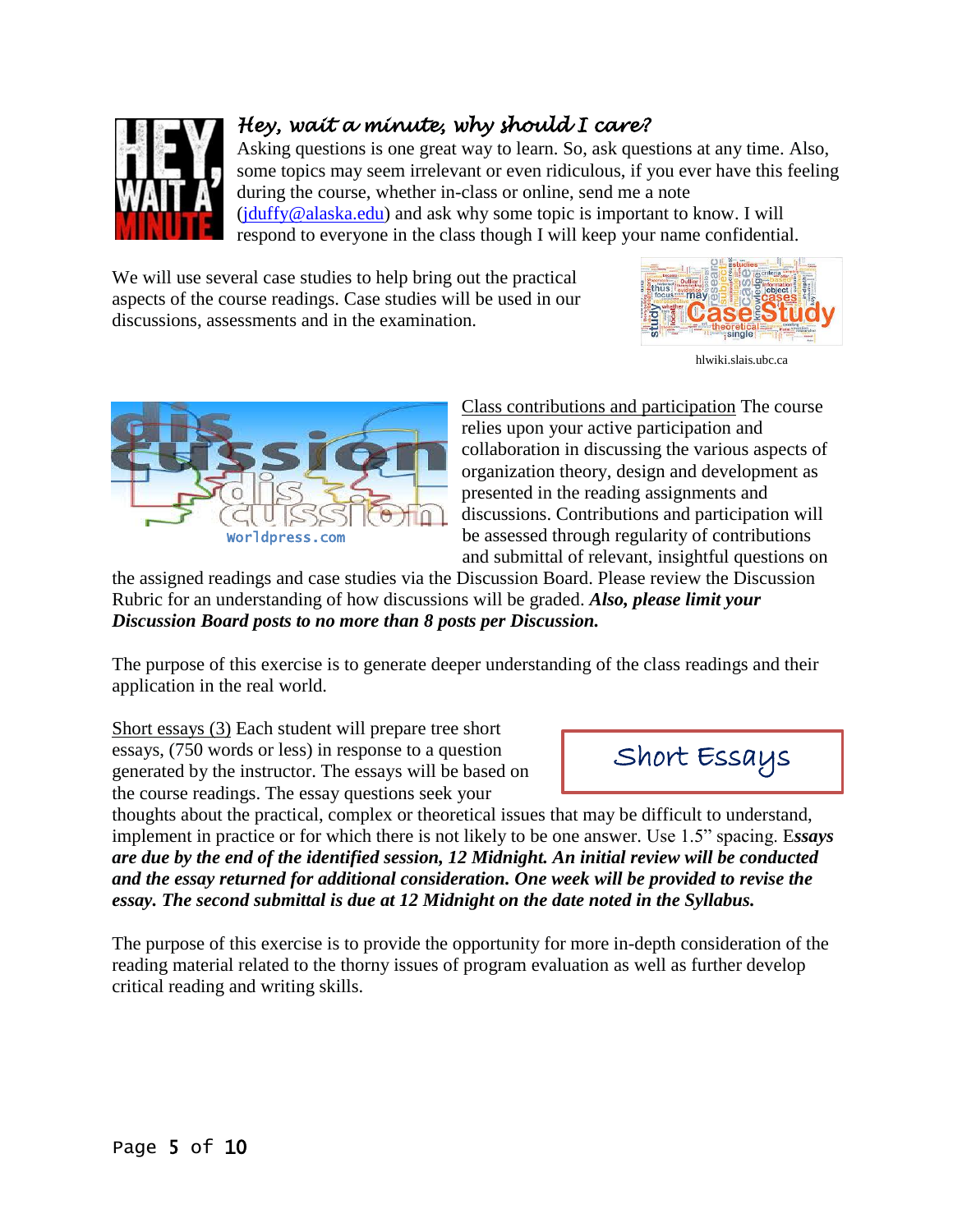### *Hey, wait a minute, why should I care?*

Asking questions is one great way to learn. So, ask questions at any time. Also, some topics may seem irrelevant or even ridiculous, if you ever have this feeling during the course, whether in-class or online, send me a note (jduffy@alaska.edu) and ask why some topic is important to know. I will respond to everyone in the class though I will keep your name confidential.

We will use several case studies to help bring out the practical aspects of the course readings. Case studies will be used in our discussions, assessments and in the examination.

hlwiki.slais.ubc.ca

worldpress.com

Class contributions and participation The course relies upon your active participation and collaboration in discussing the various aspects of organization theory, design and development as presented in the reading assignments and discussions. Contributions and participation will be assessed through regularity of contributions and submittal of relevant, insightful questions on the assigned readings and case studies via the Discussion Board. Please review the Discussion Rubric for an understanding of how discussions will be graded. ***Also, please limit your Discussion Board posts to no more than 8 posts per Discussion.***

The purpose of this exercise is to generate deeper understanding of the class readings and their application in the real world.

Short Essays

Short essays (3) Each student will prepare tree short essays, (750 words or less) in response to a question generated by the instructor. The essays will be based on the course readings. The essay questions seek your thoughts about the practical, complex or theoretical issues that may be difficult to understand, implement in practice or for which there is not likely to be one answer. Use 1.5" spacing. E***ssays are due by the end of the identified session, 12 Midnight. An initial review will be conducted and the essay returned for additional consideration. One week will be provided to revise the essay. The second submittal is due at 12 Midnight on the date noted in the Syllabus.***

The purpose of this exercise is to provide the opportunity for more in-depth consideration of the reading material related to the thorny issues of program evaluation as well as further develop critical reading and writing skills.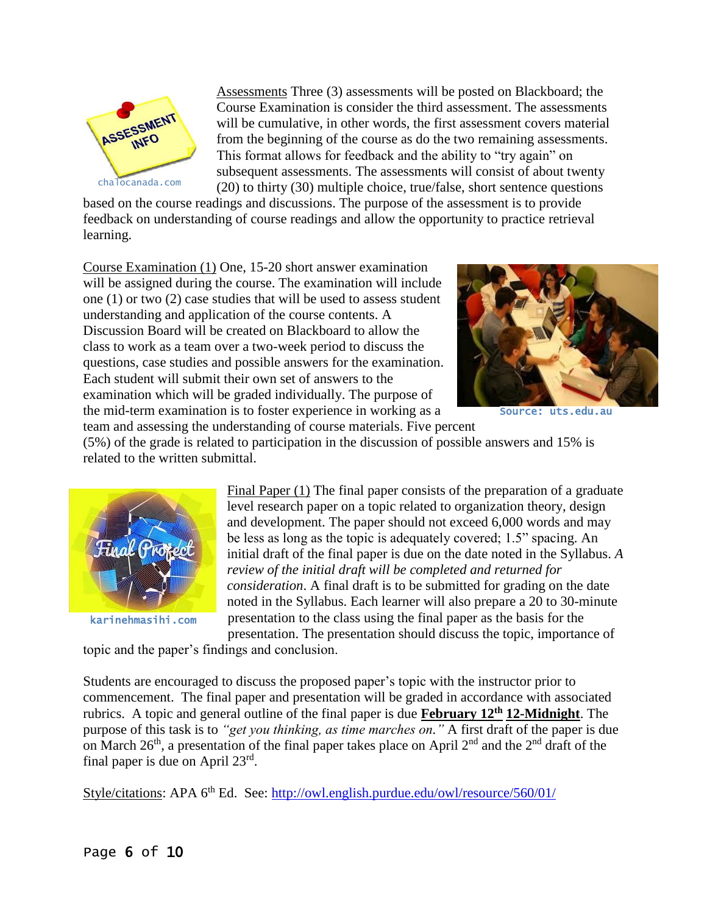<u>Assessments</u> Three (3) assessments will be posted on Blackboard; the Course Examination is consider the third assessment. The assessments will be cumulative, in other words, the first assessment covers material from the beginning of the course as do the two remaining assessments. This format allows for feedback and the ability to "try again" on subsequent assessments. The assessments will consist of about twenty (20) to thirty (30) multiple choice, true/false, short sentence questions based on the course readings and discussions. The purpose of the assessment is to provide feedback on understanding of course readings and allow the opportunity to practice retrieval learning.

chalocanada.com

<u>Course Examination (1)</u> One, 15-20 short answer examination will be assigned during the course. The examination will include one (1) or two (2) case studies that will be used to assess student understanding and application of the course contents. A Discussion Board will be created on Blackboard to allow the class to work as a team over a two-week period to discuss the questions, case studies and possible answers for the examination. Each student will submit their own set of answers to the examination which will be graded individually. The purpose of the mid-term examination is to foster experience in working as a team and assessing the understanding of course materials. Five percent (5%) of the grade is related to participation in the discussion of possible answers and 15% is related to the written submittal.

Source: uts.edu.au

<u>Final Paper (1)</u> The final paper consists of the preparation of a graduate level research paper on a topic related to organization theory, design and development. The paper should not exceed 6,000 words and may be less as long as the topic is adequately covered; 1.5" spacing. An initial draft of the final paper is due on the date noted in the Syllabus. *A review of the initial draft will be completed and returned for consideration*. A final draft is to be submitted for grading on the date noted in the Syllabus. Each learner will also prepare a 20 to 30-minute presentation to the class using the final paper as the basis for the presentation. The presentation should discuss the topic, importance of topic and the paper's findings and conclusion.

karinehmasihi.com

Students are encouraged to discuss the proposed paper's topic with the instructor prior to commencement. The final paper and presentation will be graded in accordance with associated rubrics. A topic and general outline of the final paper is due **<u>February 12th</u>** **<u>12-Midnight</u>**. The purpose of this task is to *"get you thinking, as time marches on."* A first draft of the paper is due on March 26th, a presentation of the final paper takes place on April 2nd and the 2nd draft of the final paper is due on April 23rd.

<u>Style/citations</u>: APA 6th Ed. See: [http://owl.english.purdue.edu/owl/resource/560/01/](http://owl.english.purdue.edu/owl/resource/560/01/)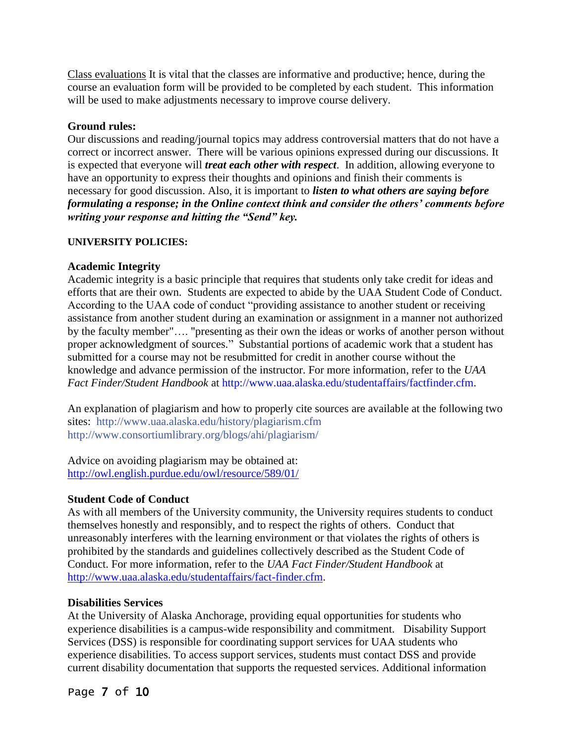Class evaluations It is vital that the classes are informative and productive; hence, during the course an evaluation form will be provided to be completed by each student. This information will be used to make adjustments necessary to improve course delivery.

**Ground rules:**

Our discussions and reading/journal topics may address controversial matters that do not have a correct or incorrect answer. There will be various opinions expressed during our discussions. It is expected that everyone will ***treat each other with respect***. In addition, allowing everyone to have an opportunity to express their thoughts and opinions and finish their comments is necessary for good discussion. Also, it is important to ***listen to what others are saying before formulating a response; in the Online context think and consider the others' comments before writing your response and hitting the "Send" key.***

**UNIVERSITY POLICIES:**

**Academic Integrity**

Academic integrity is a basic principle that requires that students only take credit for ideas and efforts that are their own. Students are expected to abide by the UAA Student Code of Conduct. According to the UAA code of conduct "providing assistance to another student or receiving assistance from another student during an examination or assignment in a manner not authorized by the faculty member"…. "presenting as their own the ideas or works of another person without proper acknowledgment of sources." Substantial portions of academic work that a student has submitted for a course may not be resubmitted for credit in another course without the knowledge and advance permission of the instructor. For more information, refer to the *UAA Fact Finder/Student Handbook* at http://www.uaa.alaska.edu/studentaffairs/factfinder.cfm.

An explanation of plagiarism and how to properly cite sources are available at the following two sites: http://www.uaa.alaska.edu/history/plagiarism.cfm
http://www.consortiumlibrary.org/blogs/ahi/plagiarism/

Advice on avoiding plagiarism may be obtained at:
http://owl.english.purdue.edu/owl/resource/589/01/

**Student Code of Conduct**

As with all members of the University community, the University requires students to conduct themselves honestly and responsibly, and to respect the rights of others. Conduct that unreasonably interferes with the learning environment or that violates the rights of others is prohibited by the standards and guidelines collectively described as the Student Code of Conduct. For more information, refer to the *UAA Fact Finder/Student Handbook* at http://www.uaa.alaska.edu/studentaffairs/fact-finder.cfm.

**Disabilities Services**

At the University of Alaska Anchorage, providing equal opportunities for students who experience disabilities is a campus-wide responsibility and commitment. Disability Support Services (DSS) is responsible for coordinating support services for UAA students who experience disabilities. To access support services, students must contact DSS and provide current disability documentation that supports the requested services. Additional information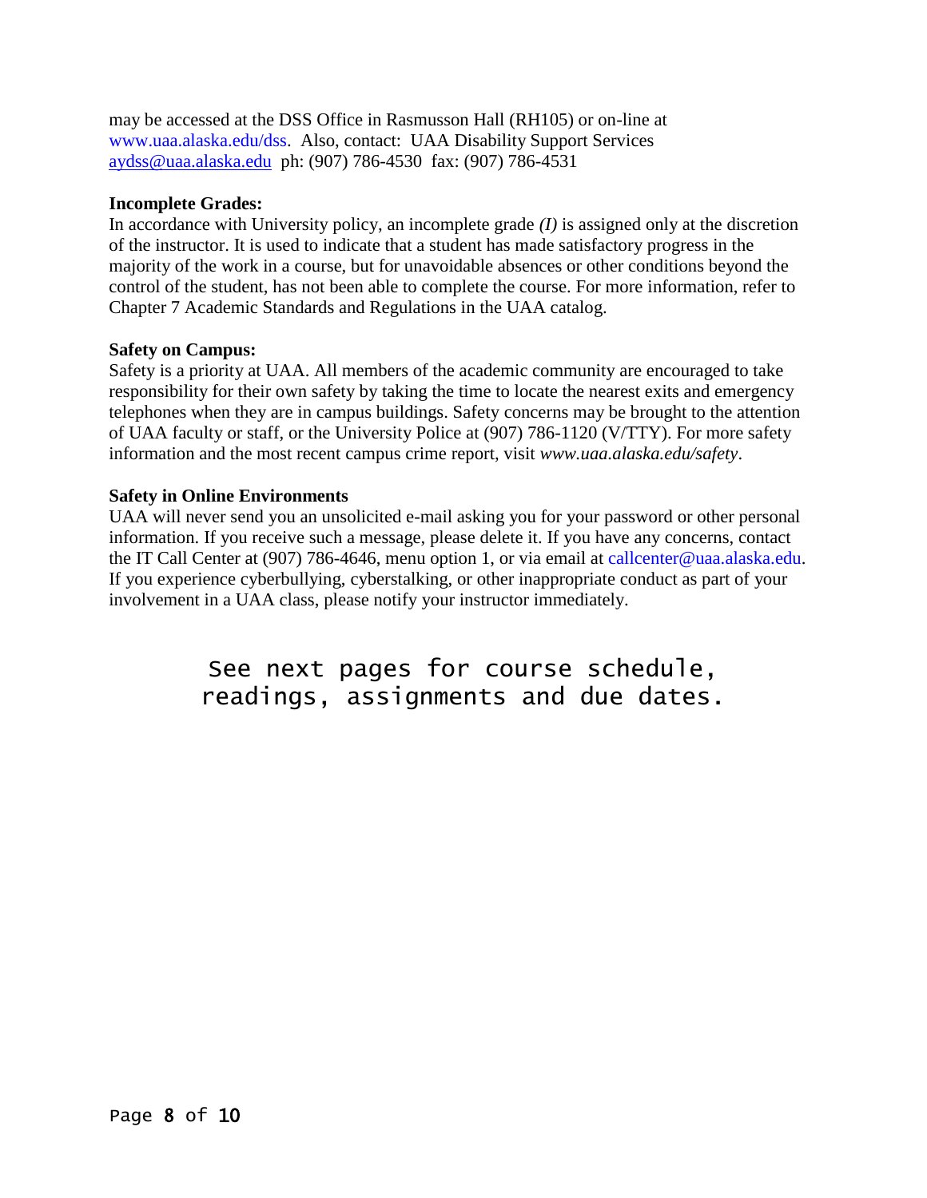may be accessed at the DSS Office in Rasmusson Hall (RH105) or on-line at www.uaa.alaska.edu/dss. Also, contact: UAA Disability Support Services aydss@uaa.alaska.edu ph: (907) 786-4530 fax: (907) 786-4531

**Incomplete Grades:**
In accordance with University policy, an incomplete grade *(I)* is assigned only at the discretion of the instructor. It is used to indicate that a student has made satisfactory progress in the majority of the work in a course, but for unavoidable absences or other conditions beyond the control of the student, has not been able to complete the course. For more information, refer to Chapter 7 Academic Standards and Regulations in the UAA catalog.

**Safety on Campus:**
Safety is a priority at UAA. All members of the academic community are encouraged to take responsibility for their own safety by taking the time to locate the nearest exits and emergency telephones when they are in campus buildings. Safety concerns may be brought to the attention of UAA faculty or staff, or the University Police at (907) 786-1120 (V/TTY). For more safety information and the most recent campus crime report, visit *www.uaa.alaska.edu/safety*.

**Safety in Online Environments**
UAA will never send you an unsolicited e-mail asking you for your password or other personal information. If you receive such a message, please delete it. If you have any concerns, contact the IT Call Center at (907) 786-4646, menu option 1, or via email at callcenter@uaa.alaska.edu. If you experience cyberbullying, cyberstalking, or other inappropriate conduct as part of your involvement in a UAA class, please notify your instructor immediately.

See next pages for course schedule, readings, assignments and due dates.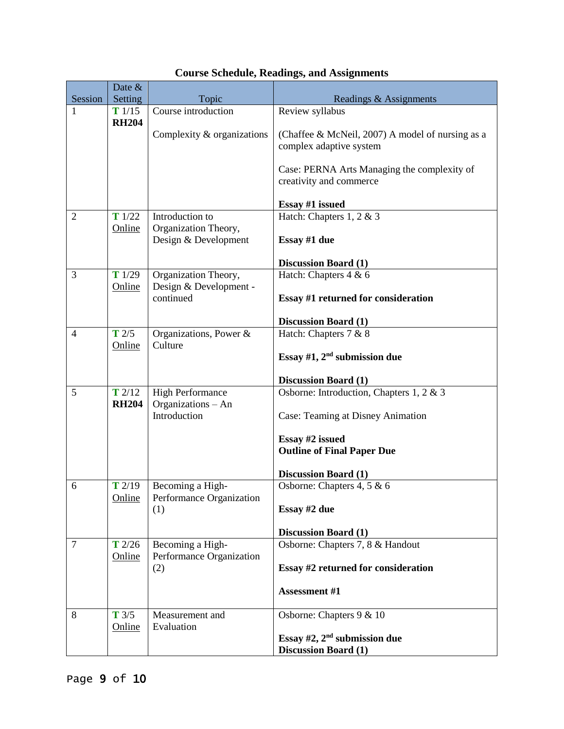## Course Schedule, Readings, and Assignments

| Session | Date & Setting | Topic | Readings & Assignments |
|---|---|---|---|
| 1 | **T** 1/15 **RH204** | Course introduction<br><br>Complexity & organizations | Review syllabus<br><br>(Chaffee & McNeil, 2007) A model of nursing as a complex adaptive system<br><br>Case: PERNA Arts Managing the complexity of creativity and commerce<br><br>**Essay #1 issued** |
| 2 | **T** 1/22 Online | Introduction to Organization Theory, Design & Development | Hatch: Chapters 1, 2 & 3<br><br>**Essay #1 due**<br><br>**Discussion Board (1)** |
| 3 | **T** 1/29 Online | Organization Theory, Design & Development - continued | Hatch: Chapters 4 & 6<br><br>**Essay #1 returned for consideration**<br><br>**Discussion Board (1)** |
| 4 | **T** 2/5 Online | Organizations, Power & Culture | Hatch: Chapters 7 & 8<br><br>**Essay #1, 2nd submission due**<br><br>**Discussion Board (1)** |
| 5 | **T** 2/12 **RH204** | High Performance Organizations – An Introduction | Osborne: Introduction, Chapters 1, 2 & 3<br><br>Case: Teaming at Disney Animation<br><br>**Essay #2 issued**<br>**Outline of Final Paper Due**<br><br>**Discussion Board (1)** |
| 6 | **T** 2/19 Online | Becoming a High-Performance Organization (1) | Osborne: Chapters 4, 5 & 6<br><br>**Essay #2 due**<br><br>**Discussion Board (1)** |
| 7 | **T** 2/26 Online | Becoming a High-Performance Organization (2) | Osborne: Chapters 7, 8 & Handout<br><br>**Essay #2 returned for consideration**<br><br>**Assessment #1** |
| 8 | **T** 3/5 Online | Measurement and Evaluation | Osborne: Chapters 9 & 10<br><br>**Essay #2, 2nd submission due**<br>**Discussion Board (1)** |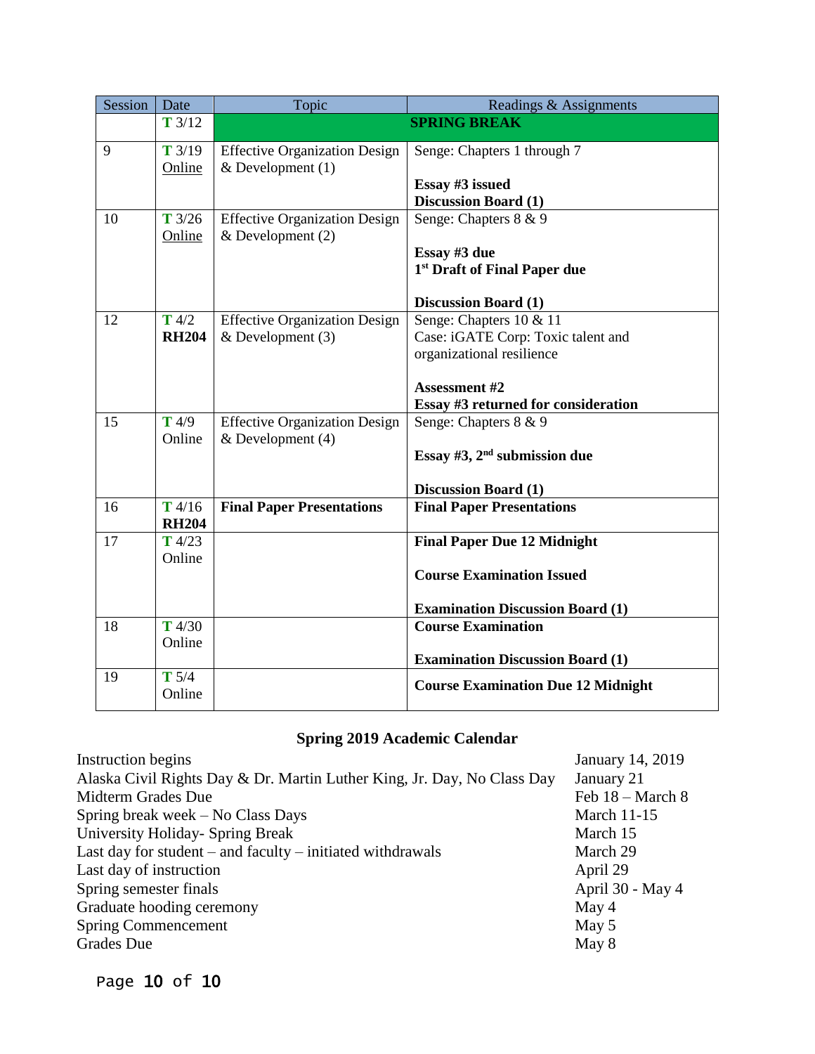| Session | Date | Topic | Readings & Assignments |
|---|---|---|---|
| | **T** 3/12 | **SPRING BREAK** | |
| 9 | **T** 3/19 Online | Effective Organization Design & Development (1) | Senge: Chapters 1 through 7<br><br>**Essay #3 issued**<br>**Discussion Board (1)** |
| 10 | **T** 3/26 Online | Effective Organization Design & Development (2) | Senge: Chapters 8 & 9<br><br>**Essay #3 due**<br>**1st Draft of Final Paper due**<br><br>**Discussion Board (1)** |
| 12 | **T** 4/2 **RH204** | Effective Organization Design & Development (3) | Senge: Chapters 10 & 11<br>Case: iGATE Corp: Toxic talent and organizational resilience<br><br>**Assessment #2**<br>**Essay #3 returned for consideration** |
| 15 | **T** 4/9 Online | Effective Organization Design & Development (4) | Senge: Chapters 8 & 9<br><br>**Essay #3, 2nd submission due**<br><br>**Discussion Board (1)** |
| 16 | **T** 4/16 **RH204** | **Final Paper Presentations** | **Final Paper Presentations** |
| 17 | **T** 4/23 Online | | **Final Paper Due 12 Midnight**<br><br>**Course Examination Issued**<br><br>**Examination Discussion Board (1)** |
| 18 | **T** 4/30 Online | | **Course Examination**<br><br>**Examination Discussion Board (1)** |
| 19 | **T** 5/4 Online | | **Course Examination Due 12 Midnight** |

## Spring 2019 Academic Calendar

| | |
|---|---|
| Instruction begins | January 14, 2019 |
| Alaska Civil Rights Day & Dr. Martin Luther King, Jr. Day, No Class Day | January 21 |
| Midterm Grades Due | Feb 18 – March 8 |
| Spring break week – No Class Days | March 11-15 |
| University Holiday- Spring Break | March 15 |
| Last day for student – and faculty – initiated withdrawals | March 29 |
| Last day of instruction | April 29 |
| Spring semester finals | April 30 - May 4 |
| Graduate hooding ceremony | May 4 |
| Spring Commencement | May 5 |
| Grades Due | May 8 |